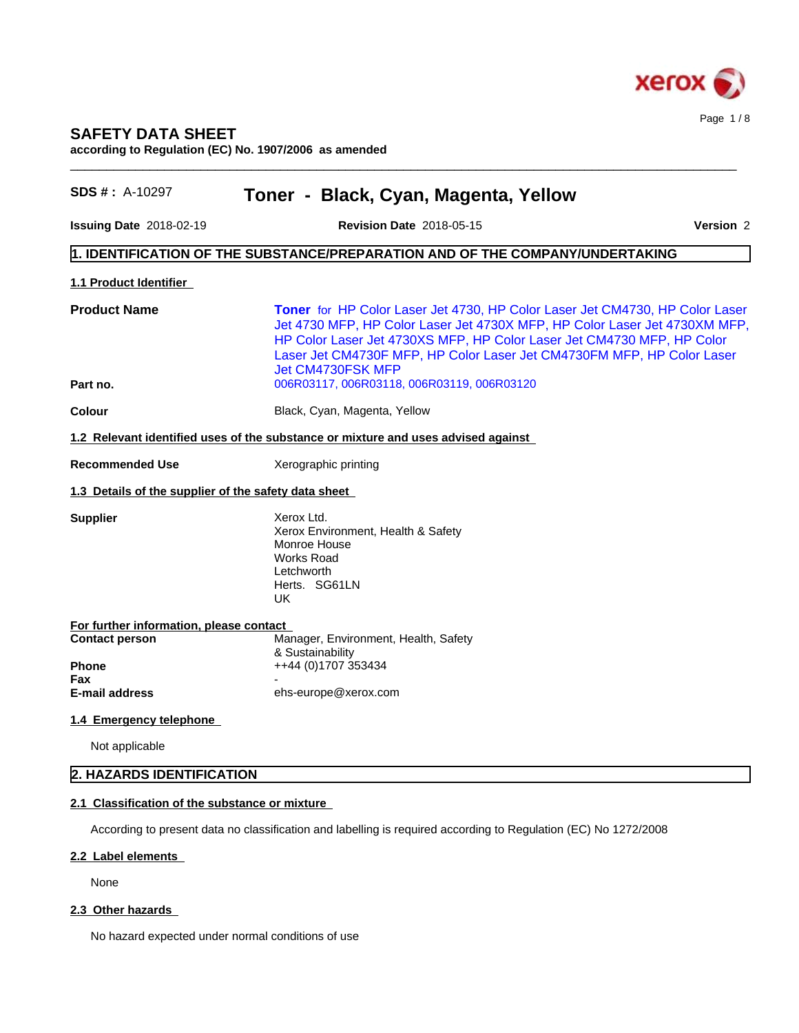# SAFETY DATA SHEET

**according to Regulation (EC) No. 1907/2006 as amended**

**SDS # :** A-10297 **Toner - Black, Cyan, Magenta, Yellow**

**Issuing Date** 2018-02-19 **Revision Date** 2018-05-15 **Version** 2

## 1. IDENTIFICATION OF THE SUBSTANCE/PREPARATION AND OF THE COMPANY/UNDERTAKING

### 1.1 Product Identifier

| | |
|---|---|
| **Product Name** | **Toner** for HP Color Laser Jet 4730, HP Color Laser Jet CM4730, HP Color Laser Jet 4730 MFP, HP Color Laser Jet 4730X MFP, HP Color Laser Jet 4730XM MFP, HP Color Laser Jet 4730XS MFP, HP Color Laser Jet CM4730 MFP, HP Color Laser Jet CM4730F MFP, HP Color Laser Jet CM4730FM MFP, HP Color Laser Jet CM4730FSK MFP |
| **Part no.** | 006R03117, 006R03118, 006R03119, 006R03120 |
| **Colour** | Black, Cyan, Magenta, Yellow |

### 1.2 Relevant identified uses of the substance or mixture and uses advised against

| | |
|---|---|
| **Recommended Use** | Xerographic printing |

### 1.3 Details of the supplier of the safety data sheet

**Supplier**

Xerox Ltd.
Xerox Environment, Health & Safety
Monroe House
Works Road
Letchworth
Herts. SG61LN
UK

**For further information, please contact**

| | |
|---|---|
| **Contact person** | Manager, Environment, Health, Safety & Sustainability |
| **Phone** | ++44 (0)1707 353434 |
| **Fax** | - |
| **E-mail address** | ehs-europe@xerox.com |

### 1.4 Emergency telephone

Not applicable

## 2. HAZARDS IDENTIFICATION

### 2.1 Classification of the substance or mixture

According to present data no classification and labelling is required according to Regulation (EC) No 1272/2008

### 2.2 Label elements

None

### 2.3 Other hazards

No hazard expected under normal conditions of use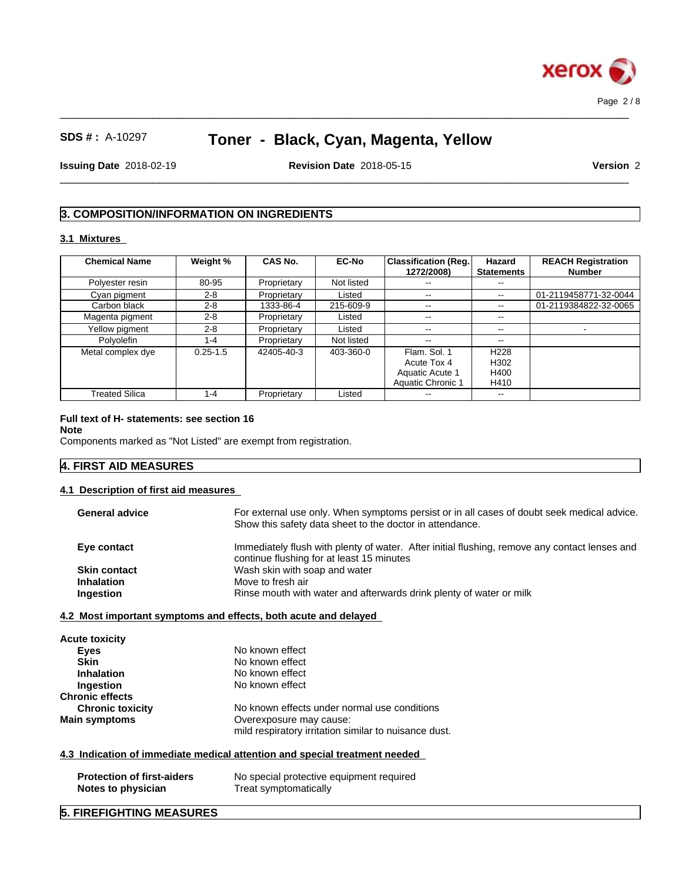**SDS # :** A-10297 **Toner - Black, Cyan, Magenta, Yellow**

**Issuing Date** 2018-02-19 **Revision Date** 2018-05-15 **Version** 2

## 3. COMPOSITION/INFORMATION ON INGREDIENTS

### 3.1 Mixtures

| Chemical Name | Weight % | CAS No. | EC-No | Classification (Reg. 1272/2008) | Hazard Statements | REACH Registration Number |
|---|---|---|---|---|---|---|
| Polyester resin | 80-95 | Proprietary | Not listed | -- | -- | |
| Cyan pigment | 2-8 | Proprietary | Listed | -- | -- | 01-2119458771-32-0044 |
| Carbon black | 2-8 | 1333-86-4 | 215-609-9 | -- | -- | 01-2119384822-32-0065 |
| Magenta pigment | 2-8 | Proprietary | Listed | -- | -- | |
| Yellow pigment | 2-8 | Proprietary | Listed | -- | -- | - |
| Polyolefin | 1-4 | Proprietary | Not listed | -- | -- | |
| Metal complex dye | 0.25-1.5 | 42405-40-3 | 403-360-0 | Flam. Sol. 1<br>Acute Tox 4<br>Aquatic Acute 1<br>Aquatic Chronic 1 | H228<br>H302<br>H400<br>H410 | |
| Treated Silica | 1-4 | Proprietary | Listed | -- | -- | |

**Full text of H- statements: see section 16**

**Note**

Components marked as "Not Listed" are exempt from registration.

## 4. FIRST AID MEASURES

### 4.1 Description of first aid measures

**General advice** For external use only. When symptoms persist or in all cases of doubt seek medical advice. Show this safety data sheet to the doctor in attendance.

**Eye contact** Immediately flush with plenty of water. After initial flushing, remove any contact lenses and continue flushing for at least 15 minutes

**Skin contact** Wash skin with soap and water

**Inhalation** Move to fresh air

**Ingestion** Rinse mouth with water and afterwards drink plenty of water or milk

### 4.2 Most important symptoms and effects, both acute and delayed

**Acute toxicity**

- **Eyes** No known effect
- **Skin** No known effect
- **Inhalation** No known effect
- **Ingestion** No known effect

**Chronic effects**

- **Chronic toxicity** No known effects under normal use conditions

**Main symptoms** Overexposure may cause:
mild respiratory irritation similar to nuisance dust.

### 4.3 Indication of immediate medical attention and special treatment needed

**Protection of first-aiders** No special protective equipment required

**Notes to physician** Treat symptomatically

## 5. FIREFIGHTING MEASURES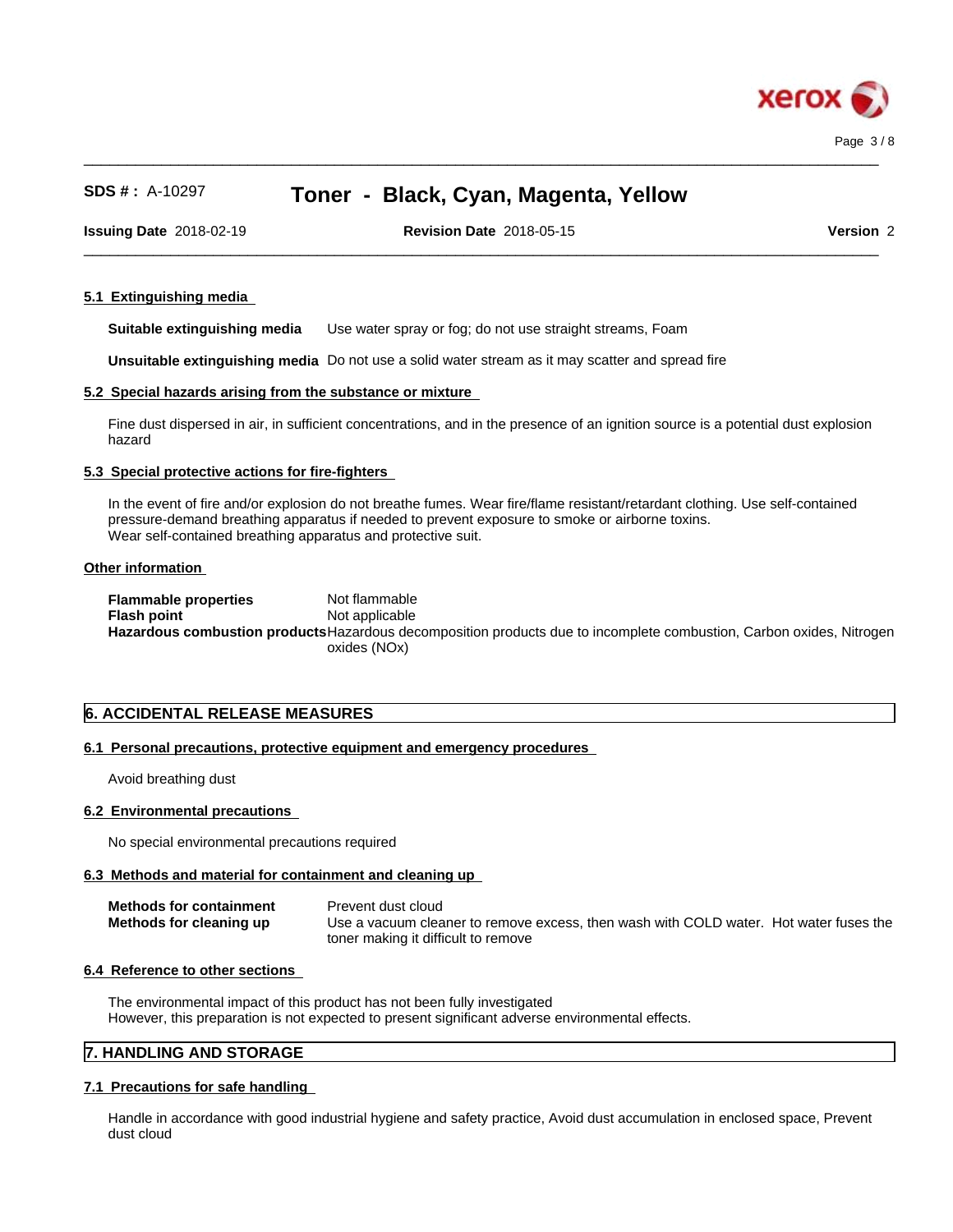### 5.1 Extinguishing media

**Suitable extinguishing media** Use water spray or fog; do not use straight streams, Foam

**Unsuitable extinguishing media** Do not use a solid water stream as it may scatter and spread fire

### 5.2 Special hazards arising from the substance or mixture

Fine dust dispersed in air, in sufficient concentrations, and in the presence of an ignition source is a potential dust explosion hazard

### 5.3 Special protective actions for fire-fighters

In the event of fire and/or explosion do not breathe fumes. Wear fire/flame resistant/retardant clothing. Use self-contained pressure-demand breathing apparatus if needed to prevent exposure to smoke or airborne toxins.
Wear self-contained breathing apparatus and protective suit.

### Other information

**Flammable properties** Not flammable
**Flash point** Not applicable
**Hazardous combustion products** Hazardous decomposition products due to incomplete combustion, Carbon oxides, Nitrogen oxides (NOx)

## 6. ACCIDENTAL RELEASE MEASURES

### 6.1 Personal precautions, protective equipment and emergency procedures

Avoid breathing dust

### 6.2 Environmental precautions

No special environmental precautions required

### 6.3 Methods and material for containment and cleaning up

**Methods for containment** Prevent dust cloud
**Methods for cleaning up** Use a vacuum cleaner to remove excess, then wash with COLD water. Hot water fuses the toner making it difficult to remove

### 6.4 Reference to other sections

The environmental impact of this product has not been fully investigated
However, this preparation is not expected to present significant adverse environmental effects.

## 7. HANDLING AND STORAGE

### 7.1 Precautions for safe handling

Handle in accordance with good industrial hygiene and safety practice, Avoid dust accumulation in enclosed space, Prevent dust cloud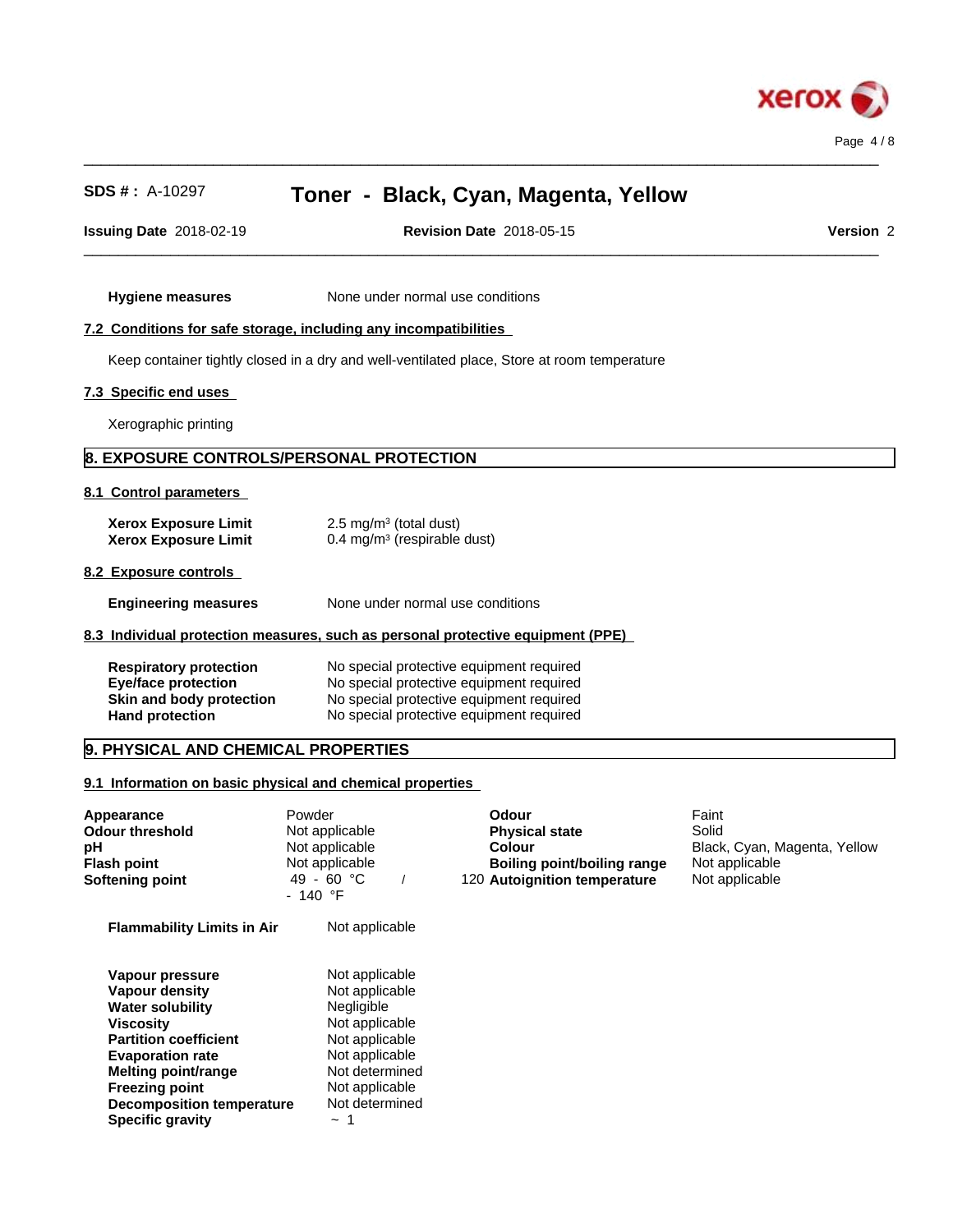**Hygiene measures** None under normal use conditions

### 7.2 Conditions for safe storage, including any incompatibilities

Keep container tightly closed in a dry and well-ventilated place, Store at room temperature

### 7.3 Specific end uses

Xerographic printing

## 8. EXPOSURE CONTROLS/PERSONAL PROTECTION

### 8.1 Control parameters

| | |
|---|---|
| **Xerox Exposure Limit** | 2.5 mg/m³ (total dust) |
| **Xerox Exposure Limit** | 0.4 mg/m³ (respirable dust) |

### 8.2 Exposure controls

**Engineering measures** None under normal use conditions

### 8.3 Individual protection measures, such as personal protective equipment (PPE)

| | |
|---|---|
| **Respiratory protection** | No special protective equipment required |
| **Eye/face protection** | No special protective equipment required |
| **Skin and body protection** | No special protective equipment required |
| **Hand protection** | No special protective equipment required |

## 9. PHYSICAL AND CHEMICAL PROPERTIES

### 9.1 Information on basic physical and chemical properties

| | | | |
|---|---|---|---|
| **Appearance** | Powder | **Odour** | Faint |
| **Odour threshold** | Not applicable | **Physical state** | Solid |
| **pH** | Not applicable | **Colour** | Black, Cyan, Magenta, Yellow |
| **Flash point** | Not applicable | **Boiling point/boiling range** | Not applicable |
| **Softening point** | 49 - 60 °C / 120 - 140 °F | **Autoignition temperature** | Not applicable |

**Flammability Limits in Air** Not applicable

| | |
|---|---|
| **Vapour pressure** | Not applicable |
| **Vapour density** | Not applicable |
| **Water solubility** | Negligible |
| **Viscosity** | Not applicable |
| **Partition coefficient** | Not applicable |
| **Evaporation rate** | Not applicable |
| **Melting point/range** | Not determined |
| **Freezing point** | Not applicable |
| **Decomposition temperature** | Not determined |
| **Specific gravity** | ~ 1 |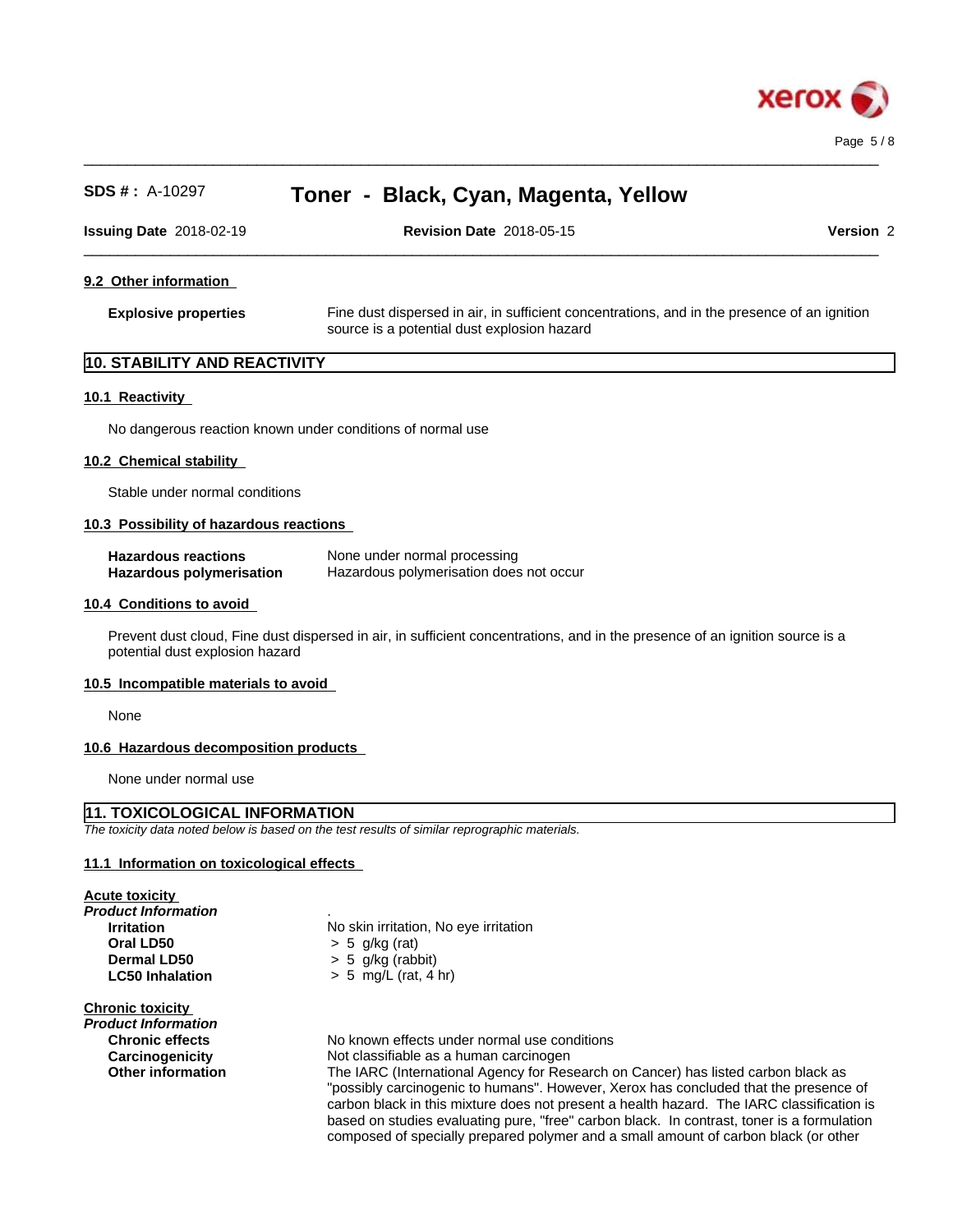### 9.2 Other information

| | |
|---|---|
| **Explosive properties** | Fine dust dispersed in air, in sufficient concentrations, and in the presence of an ignition source is a potential dust explosion hazard |

## 10. STABILITY AND REACTIVITY

### 10.1 Reactivity

No dangerous reaction known under conditions of normal use

### 10.2 Chemical stability

Stable under normal conditions

### 10.3 Possibility of hazardous reactions

| | |
|---|---|
| **Hazardous reactions** | None under normal processing |
| **Hazardous polymerisation** | Hazardous polymerisation does not occur |

### 10.4 Conditions to avoid

Prevent dust cloud, Fine dust dispersed in air, in sufficient concentrations, and in the presence of an ignition source is a potential dust explosion hazard

### 10.5 Incompatible materials to avoid

None

### 10.6 Hazardous decomposition products

None under normal use

## 11. TOXICOLOGICAL INFORMATION

*The toxicity data noted below is based on the test results of similar reprographic materials.*

### 11.1 Information on toxicological effects

**Acute toxicity**

*Product Information* .

| | |
|---|---|
| **Irritation** | No skin irritation, No eye irritation |
| **Oral LD50** | > 5 g/kg (rat) |
| **Dermal LD50** | > 5 g/kg (rabbit) |
| **LC50 Inhalation** | > 5 mg/L (rat, 4 hr) |

**Chronic toxicity**

*Product Information*

| | |
|---|---|
| **Chronic effects** | No known effects under normal use conditions |
| **Carcinogenicity** | Not classifiable as a human carcinogen |
| **Other information** | The IARC (International Agency for Research on Cancer) has listed carbon black as "possibly carcinogenic to humans". However, Xerox has concluded that the presence of carbon black in this mixture does not present a health hazard. The IARC classification is based on studies evaluating pure, "free" carbon black. In contrast, toner is a formulation composed of specially prepared polymer and a small amount of carbon black (or other |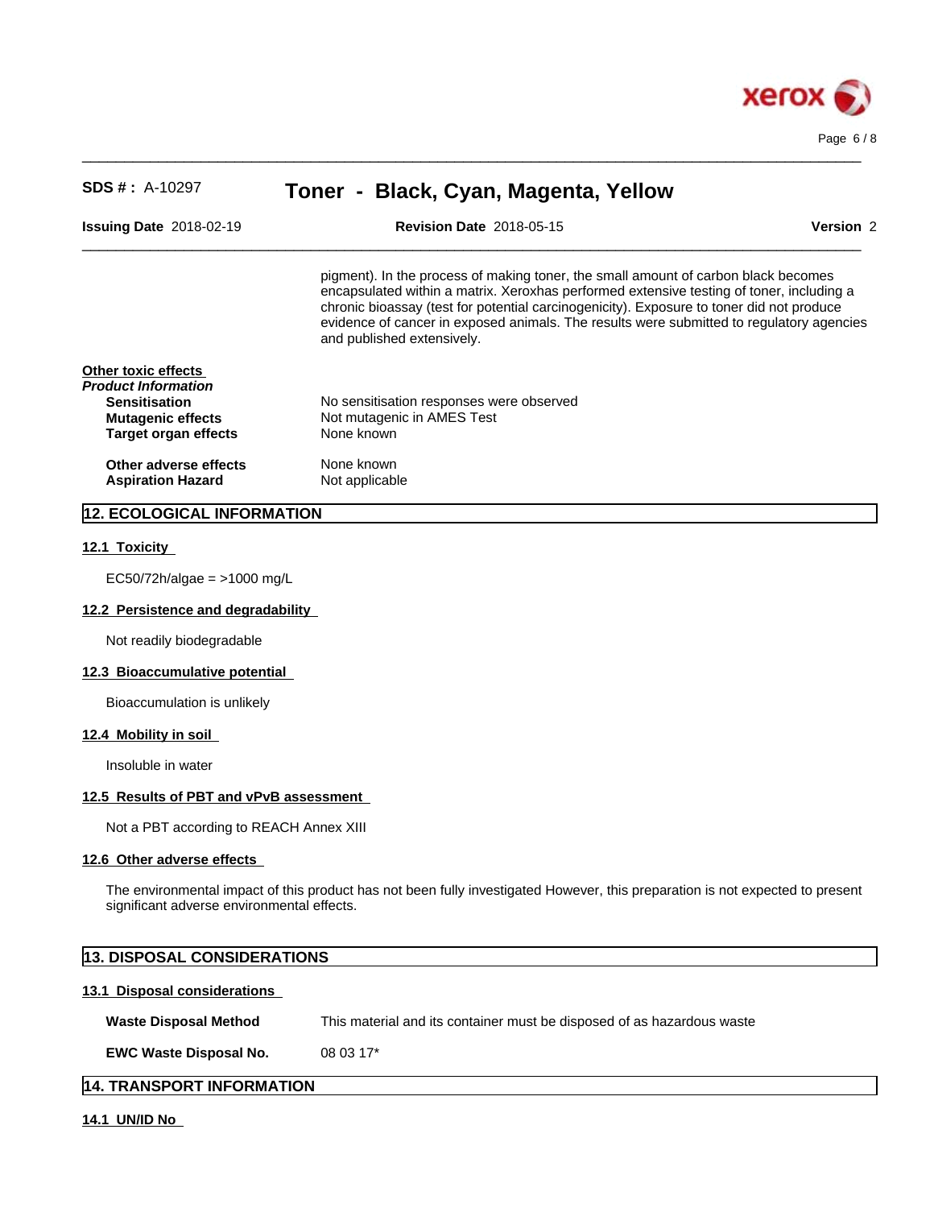pigment). In the process of making toner, the small amount of carbon black becomes encapsulated within a matrix. Xeroxhas performed extensive testing of toner, including a chronic bioassay (test for potential carcinogenicity). Exposure to toner did not produce evidence of cancer in exposed animals. The results were submitted to regulatory agencies and published extensively.

**Other toxic effects**

***Product Information***

| | |
|---|---|
| **Sensitisation** | No sensitisation responses were observed |
| **Mutagenic effects** | Not mutagenic in AMES Test |
| **Target organ effects** | None known |
| **Other adverse effects** | None known |
| **Aspiration Hazard** | Not applicable |

## 12. ECOLOGICAL INFORMATION

### 12.1 Toxicity

EC50/72h/algae = >1000 mg/L

### 12.2 Persistence and degradability

Not readily biodegradable

### 12.3 Bioaccumulative potential

Bioaccumulation is unlikely

### 12.4 Mobility in soil

Insoluble in water

### 12.5 Results of PBT and vPvB assessment

Not a PBT according to REACH Annex XIII

### 12.6 Other adverse effects

The environmental impact of this product has not been fully investigated However, this preparation is not expected to present significant adverse environmental effects.

## 13. DISPOSAL CONSIDERATIONS

### 13.1 Disposal considerations

| | |
|---|---|
| **Waste Disposal Method** | This material and its container must be disposed of as hazardous waste |
| **EWC Waste Disposal No.** | 08 03 17* |

## 14. TRANSPORT INFORMATION

### 14.1 UN/ID No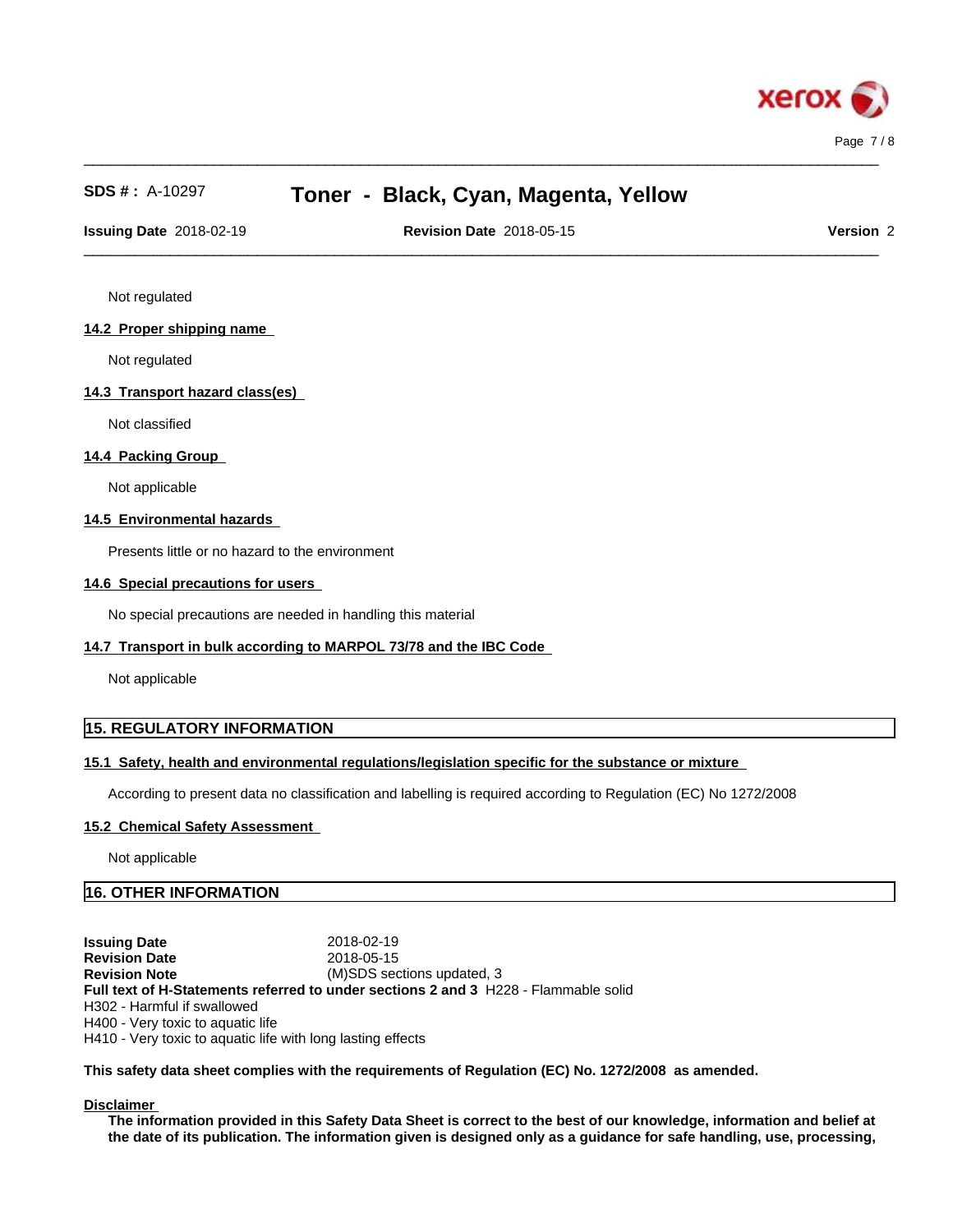Not regulated

**14.2 Proper shipping name**

Not regulated

**14.3 Transport hazard class(es)**

Not classified

**14.4 Packing Group**

Not applicable

**14.5 Environmental hazards**

Presents little or no hazard to the environment

**14.6 Special precautions for users**

No special precautions are needed in handling this material

**14.7 Transport in bulk according to MARPOL 73/78 and the IBC Code**

Not applicable

## 15. REGULATORY INFORMATION

**15.1 Safety, health and environmental regulations/legislation specific for the substance or mixture**

According to present data no classification and labelling is required according to Regulation (EC) No 1272/2008

**15.2 Chemical Safety Assessment**

Not applicable

## 16. OTHER INFORMATION

**Issuing Date** 2018-02-19
**Revision Date** 2018-05-15
**Revision Note** (M)SDS sections updated, 3
**Full text of H-Statements referred to under sections 2 and 3** H228 - Flammable solid
H302 - Harmful if swallowed
H400 - Very toxic to aquatic life
H410 - Very toxic to aquatic life with long lasting effects

**This safety data sheet complies with the requirements of Regulation (EC) No. 1272/2008 as amended.**

**Disclaimer**

**The information provided in this Safety Data Sheet is correct to the best of our knowledge, information and belief at the date of its publication. The information given is designed only as a guidance for safe handling, use, processing,**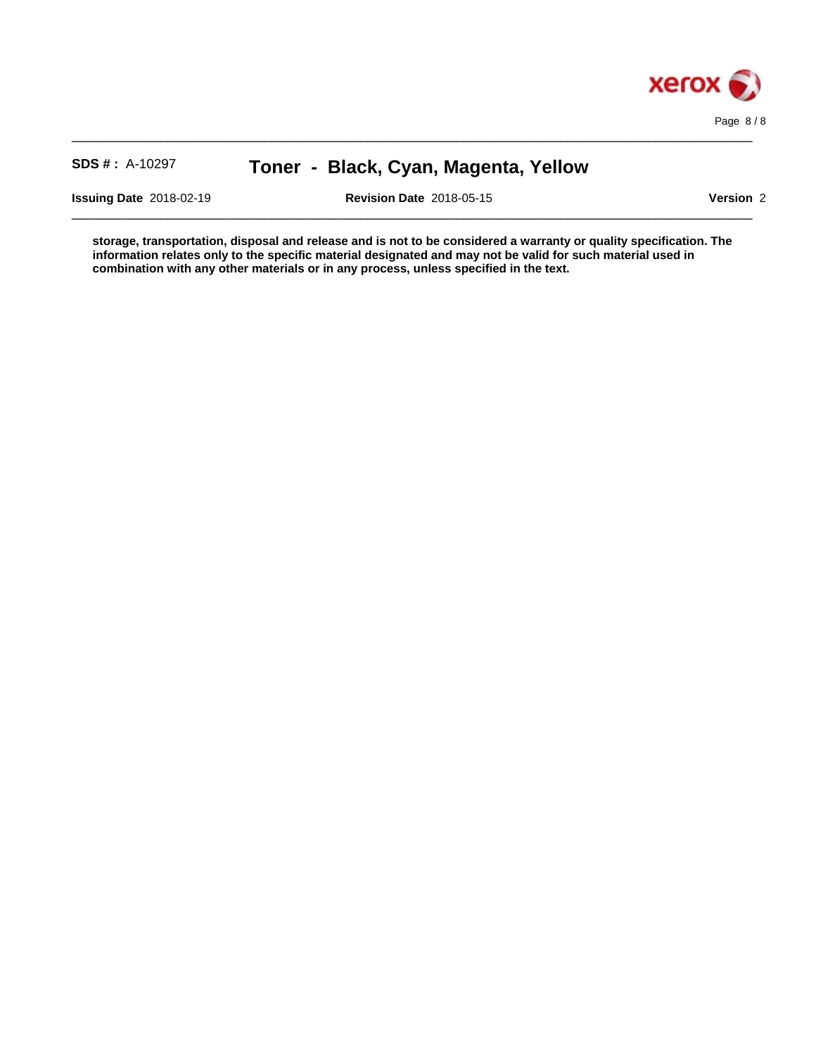**storage, transportation, disposal and release and is not to be considered a warranty or quality specification. The information relates only to the specific material designated and may not be valid for such material used in combination with any other materials or in any process, unless specified in the text.**